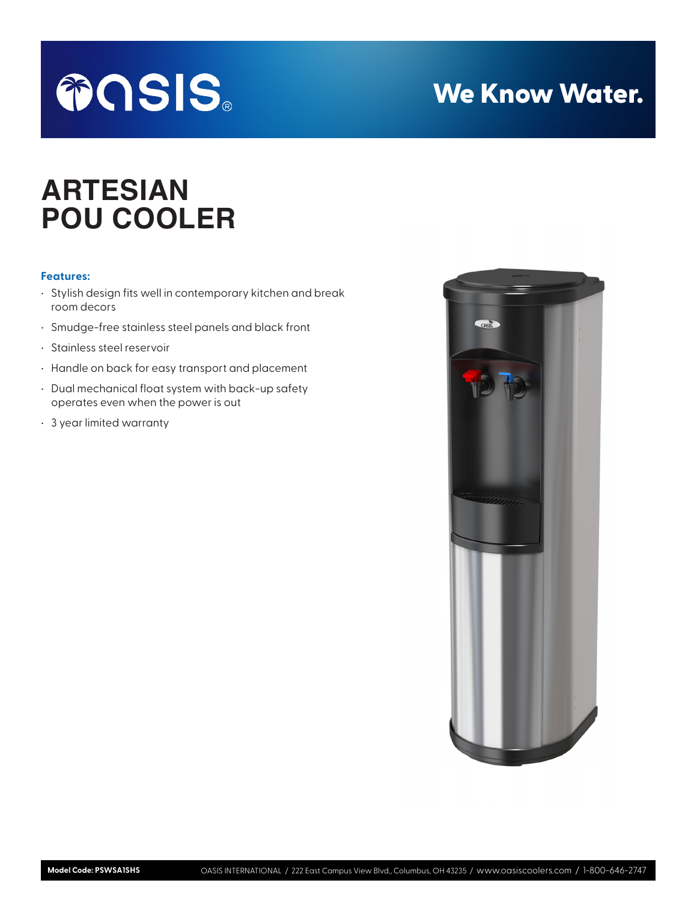oasis®

We Know Water.

# ARTESIAN POU COOLER

**Features:**

- Stylish design fits well in contemporary kitchen and break room decors
- Smudge-free stainless steel panels and black front
- Stainless steel reservoir
- Handle on back for easy transport and placement
- Dual mechanical float system with back-up safety operates even when the power is out
- 3 year limited warranty

**Model Code: PSWSA1SHS** OASIS INTERNATIONAL / 222 East Campus View Blvd., Columbus, OH 43235 / www.oasiscoolers.com / 1-800-646-2747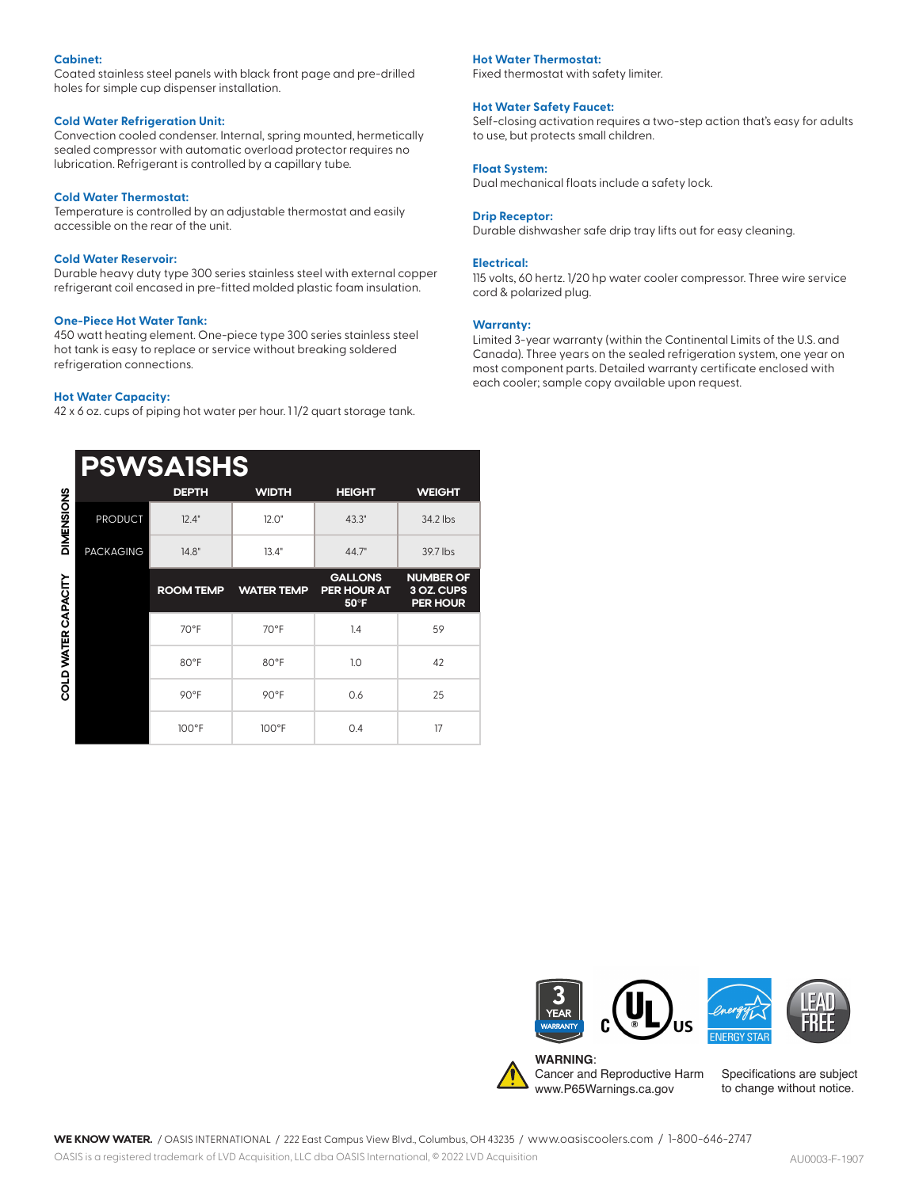**Cabinet:**
Coated stainless steel panels with black front page and pre-drilled holes for simple cup dispenser installation.

**Cold Water Refrigeration Unit:**
Convection cooled condenser. Internal, spring mounted, hermetically sealed compressor with automatic overload protector requires no lubrication. Refrigerant is controlled by a capillary tube.

**Cold Water Thermostat:**
Temperature is controlled by an adjustable thermostat and easily accessible on the rear of the unit.

**Cold Water Reservoir:**
Durable heavy duty type 300 series stainless steel with external copper refrigerant coil encased in pre-fitted molded plastic foam insulation.

**One-Piece Hot Water Tank:**
450 watt heating element. One-piece type 300 series stainless steel hot tank is easy to replace or service without breaking soldered refrigeration connections.

**Hot Water Capacity:**
42 x 6 oz. cups of piping hot water per hour. 1 1/2 quart storage tank.

**Hot Water Thermostat:**
Fixed thermostat with safety limiter.

**Hot Water Safety Faucet:**
Self-closing activation requires a two-step action that's easy for adults to use, but protects small children.

**Float System:**
Dual mechanical floats include a safety lock.

**Drip Receptor:**
Durable dishwasher safe drip tray lifts out for easy cleaning.

**Electrical:**
115 volts, 60 hertz. 1/20 hp water cooler compressor. Three wire service cord & polarized plug.

**Warranty:**
Limited 3-year warranty (within the Continental Limits of the U.S. and Canada). Three years on the sealed refrigeration system, one year on most component parts. Detailed warranty certificate enclosed with each cooler; sample copy available upon request.

## PSWSA1SHS

| DIMENSIONS | DEPTH | WIDTH | HEIGHT | WEIGHT |
|---|---|---|---|---|
| PRODUCT | 12.4" | 12.0" | 43.3" | 34.2 lbs |
| PACKAGING | 14.8" | 13.4" | 44.7" | 39.7 lbs |

| COLD WATER CAPACITY | ROOM TEMP | WATER TEMP | GALLONS PER HOUR AT 50°F | NUMBER OF 3 OZ. CUPS PER HOUR |
|---|---|---|---|---|
| | 70°F | 70°F | 1.4 | 59 |
| | 80°F | 80°F | 1.0 | 42 |
| | 90°F | 90°F | 0.6 | 25 |
| | 100°F | 100°F | 0.4 | 17 |

3 YEAR WARRANTY

**WARNING**:
Cancer and Reproductive Harm
www.P65Warnings.ca.gov

Specifications are subject to change without notice.

**WE KNOW WATER.** / OASIS INTERNATIONAL / 222 East Campus View Blvd., Columbus, OH 43235 / www.oasiscoolers.com / 1-800-646-2747

OASIS is a registered trademark of LVD Acquisition, LLC dba OASIS International, © 2022 LVD Acquisition

AU0003-F-1907